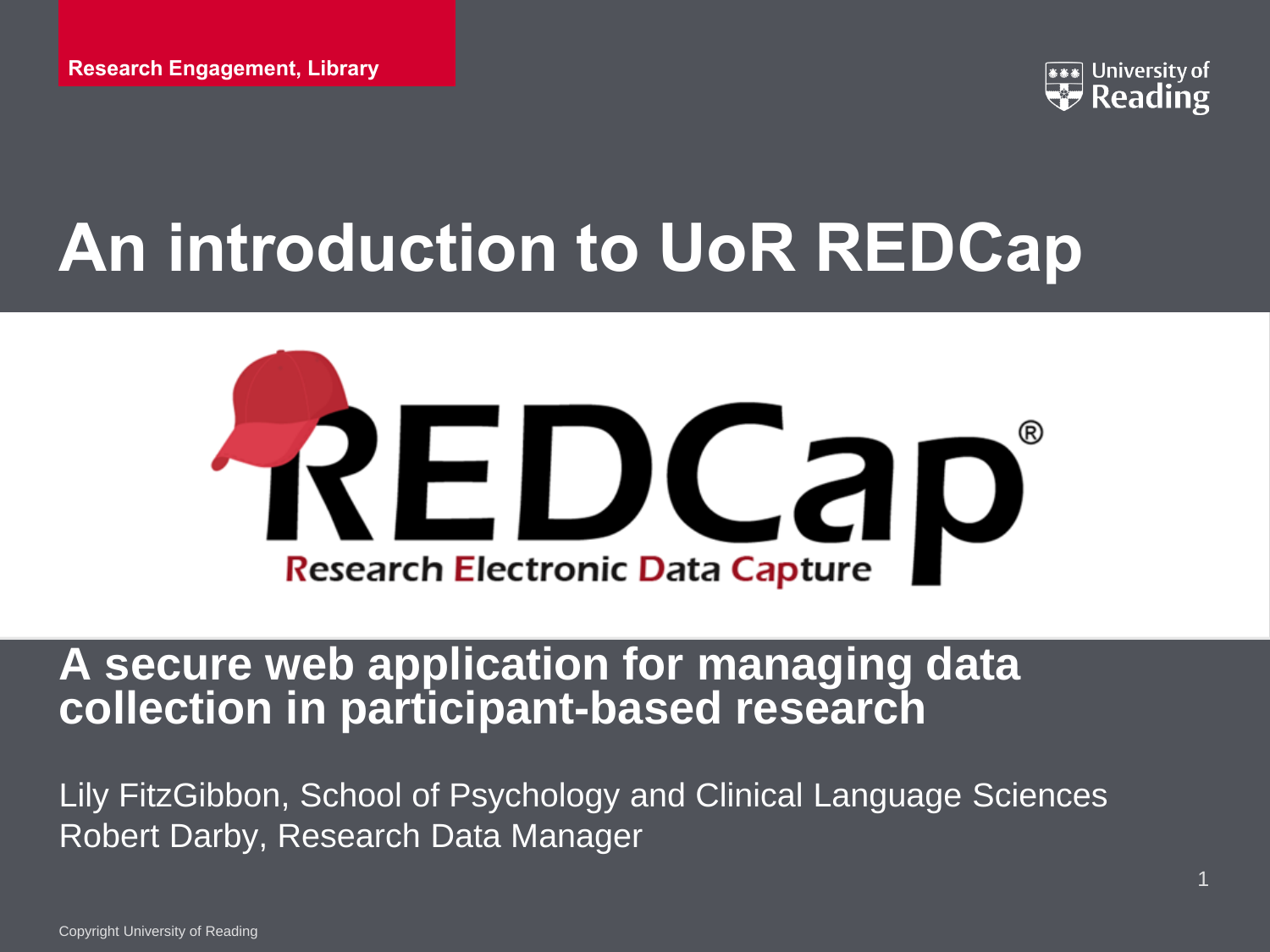Research Engagement, Library

# An introduction to UoR REDCap

## A secure web application for managing data collection in participant-based research

Lily FitzGibbon, School of Psychology and Clinical Language Sciences
Robert Darby, Research Data Manager

Copyright University of Reading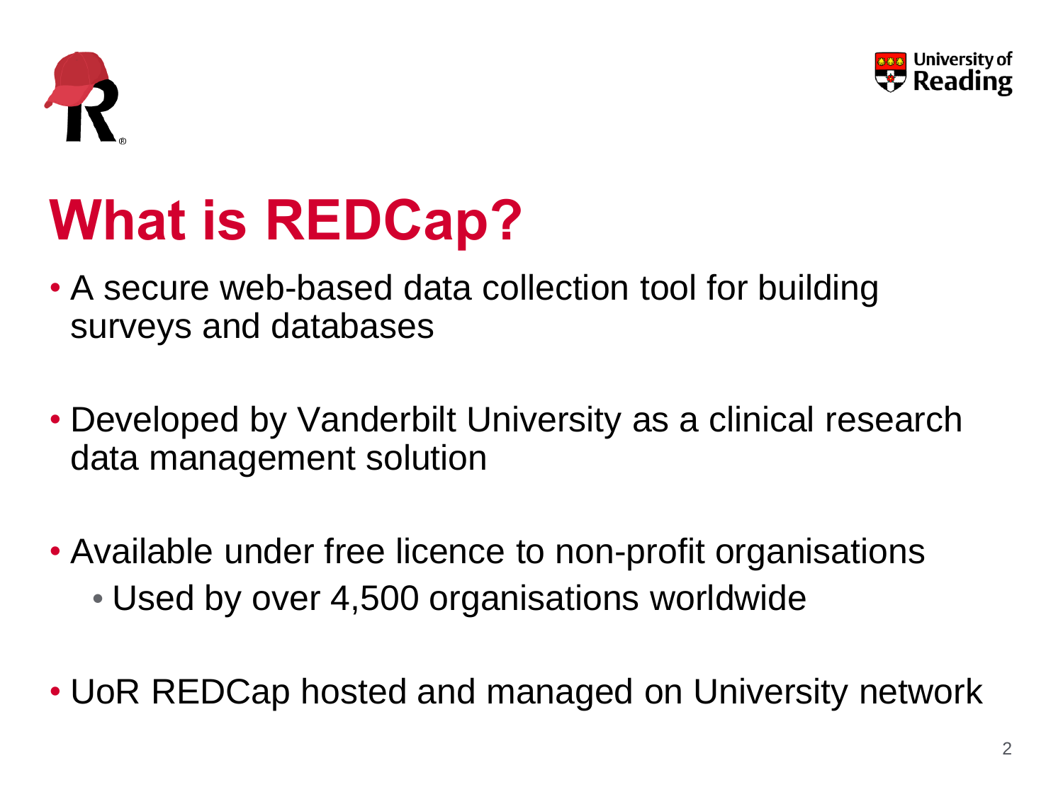# What is REDCap?

- A secure web-based data collection tool for building surveys and databases
- Developed by Vanderbilt University as a clinical research data management solution
- Available under free licence to non-profit organisations
  - Used by over 4,500 organisations worldwide
- UoR REDCap hosted and managed on University network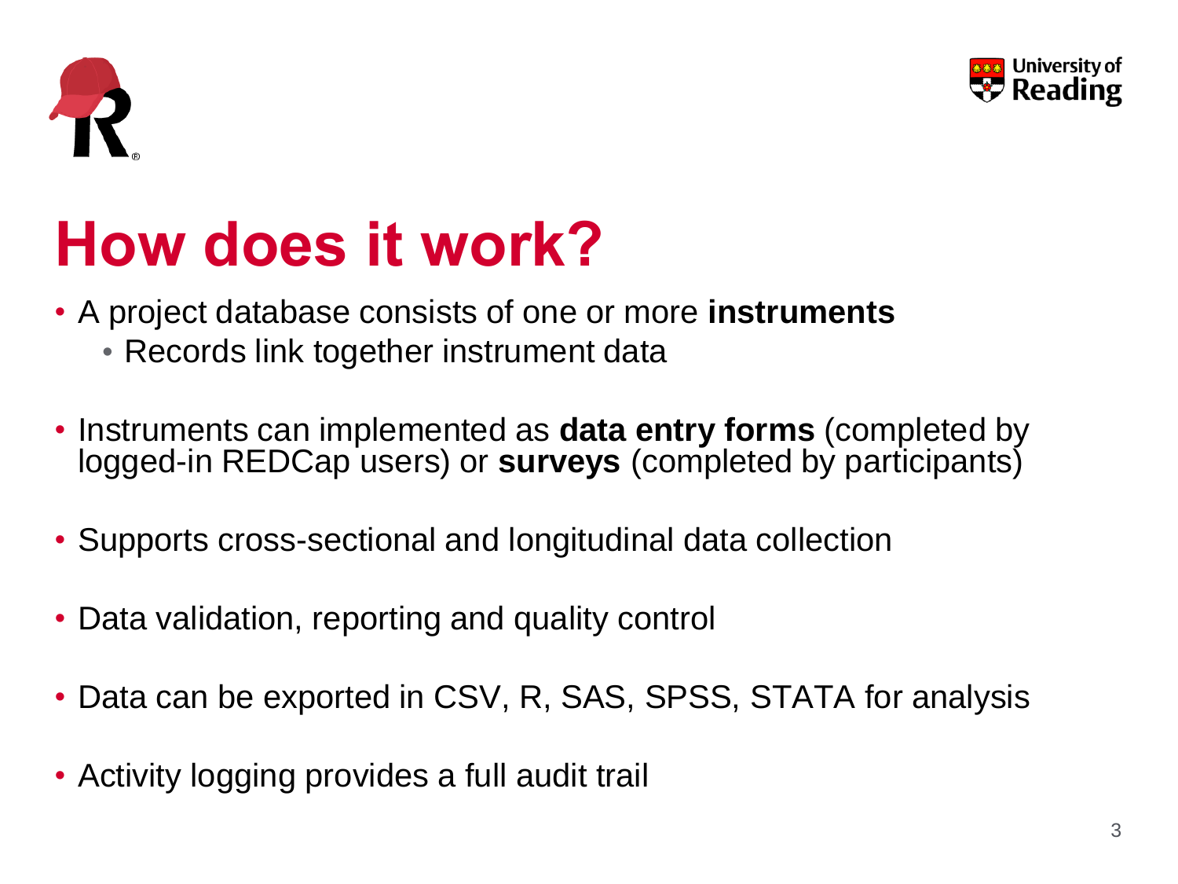# How does it work?

- A project database consists of one or more **instruments**
  - Records link together instrument data
- Instruments can implemented as **data entry forms** (completed by logged-in REDCap users) or **surveys** (completed by participants)
- Supports cross-sectional and longitudinal data collection
- Data validation, reporting and quality control
- Data can be exported in CSV, R, SAS, SPSS, STATA for analysis
- Activity logging provides a full audit trail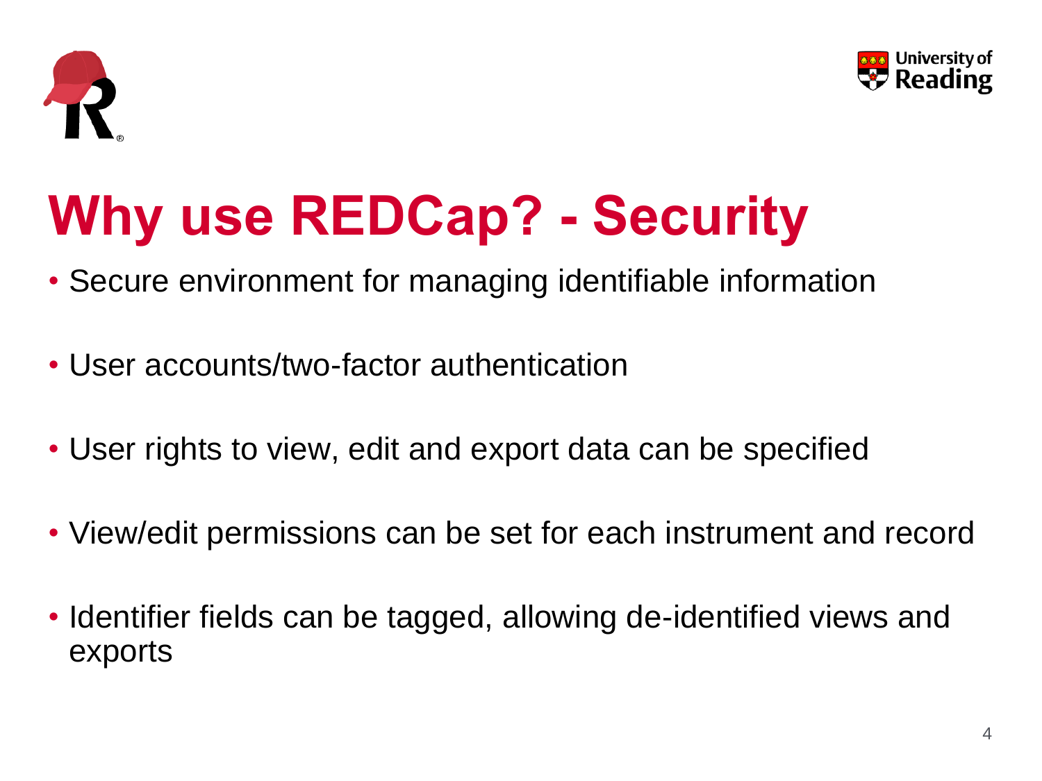# Why use REDCap? - Security

- Secure environment for managing identifiable information
- User accounts/two-factor authentication
- User rights to view, edit and export data can be specified
- View/edit permissions can be set for each instrument and record
- Identifier fields can be tagged, allowing de-identified views and exports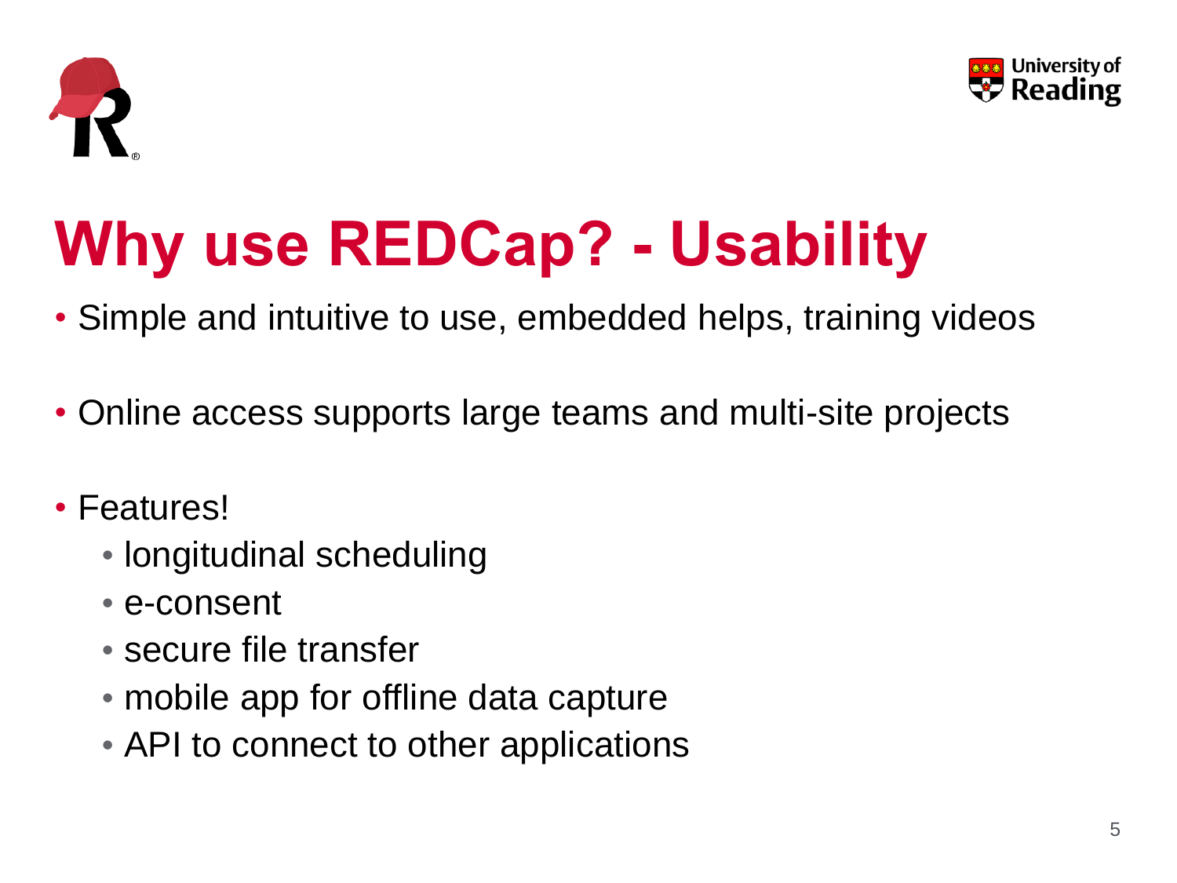# Why use REDCap? - Usability

- Simple and intuitive to use, embedded helps, training videos
- Online access supports large teams and multi-site projects
- Features!
  - longitudinal scheduling
  - e-consent
  - secure file transfer
  - mobile app for offline data capture
  - API to connect to other applications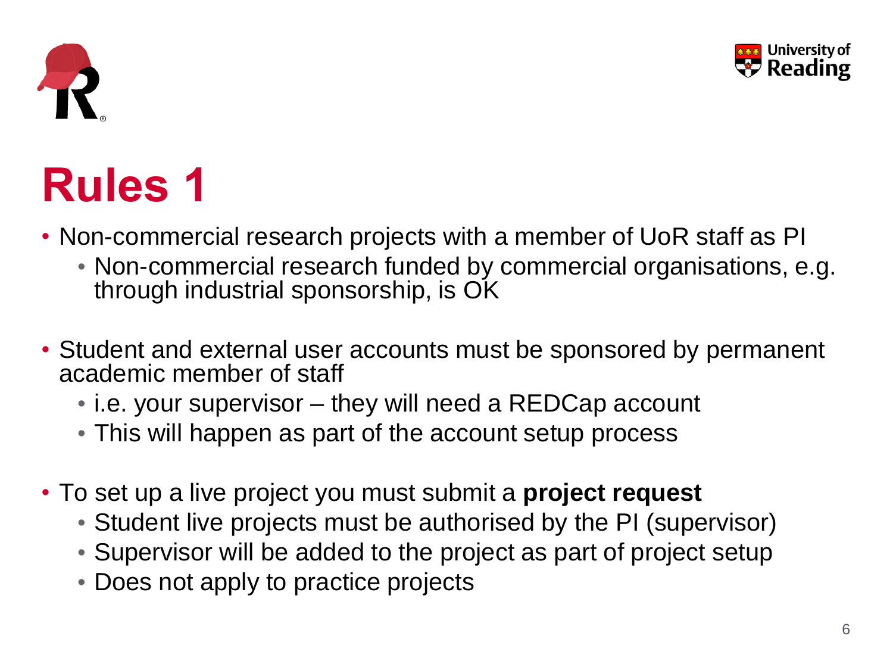# Rules 1

- Non-commercial research projects with a member of UoR staff as PI
  - Non-commercial research funded by commercial organisations, e.g. through industrial sponsorship, is OK

- Student and external user accounts must be sponsored by permanent academic member of staff
  - i.e. your supervisor – they will need a REDCap account
  - This will happen as part of the account setup process

- To set up a live project you must submit a **project request**
  - Student live projects must be authorised by the PI (supervisor)
  - Supervisor will be added to the project as part of project setup
  - Does not apply to practice projects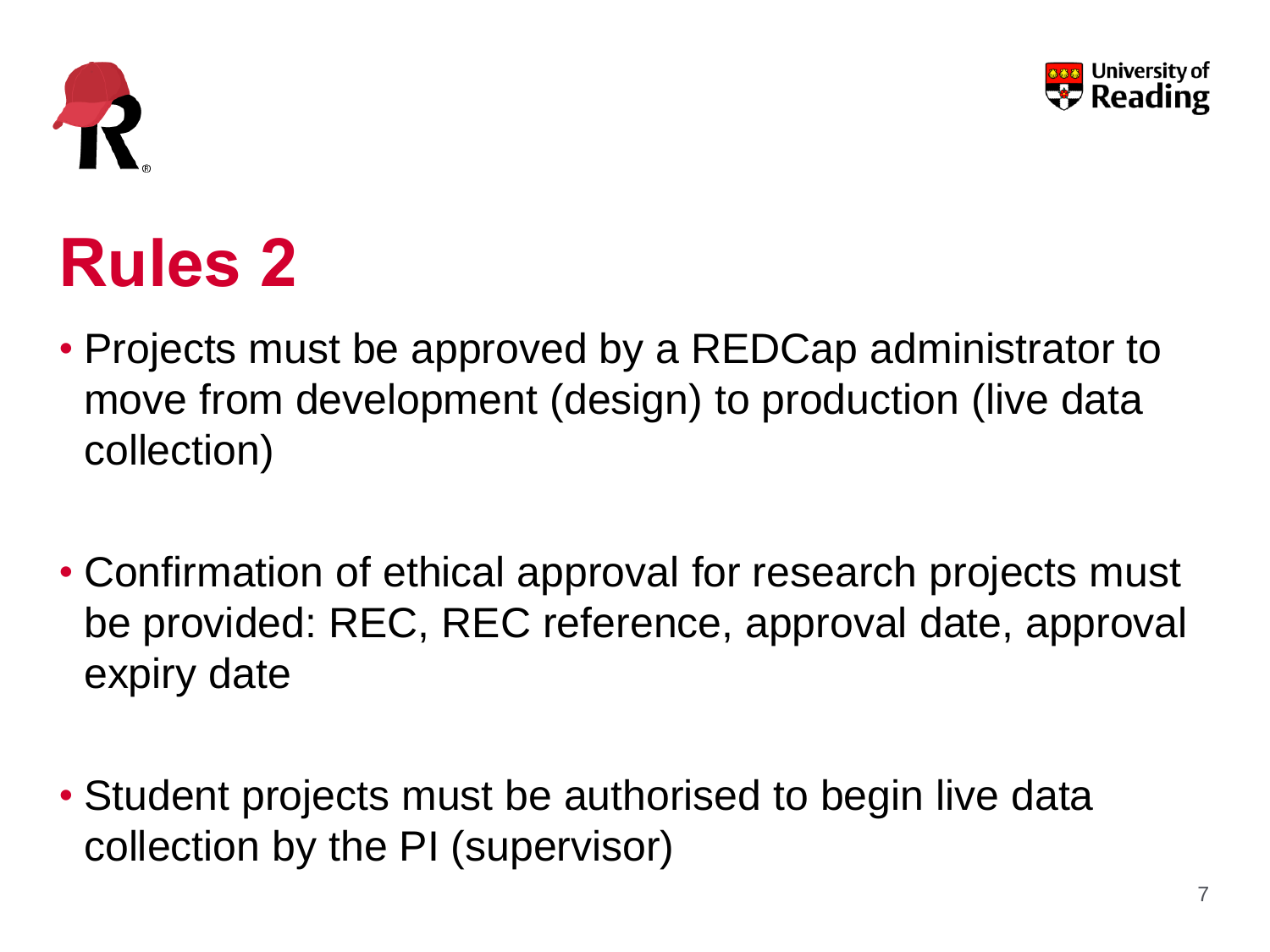# Rules 2

- Projects must be approved by a REDCap administrator to move from development (design) to production (live data collection)

- Confirmation of ethical approval for research projects must be provided: REC, REC reference, approval date, approval expiry date

- Student projects must be authorised to begin live data collection by the PI (supervisor)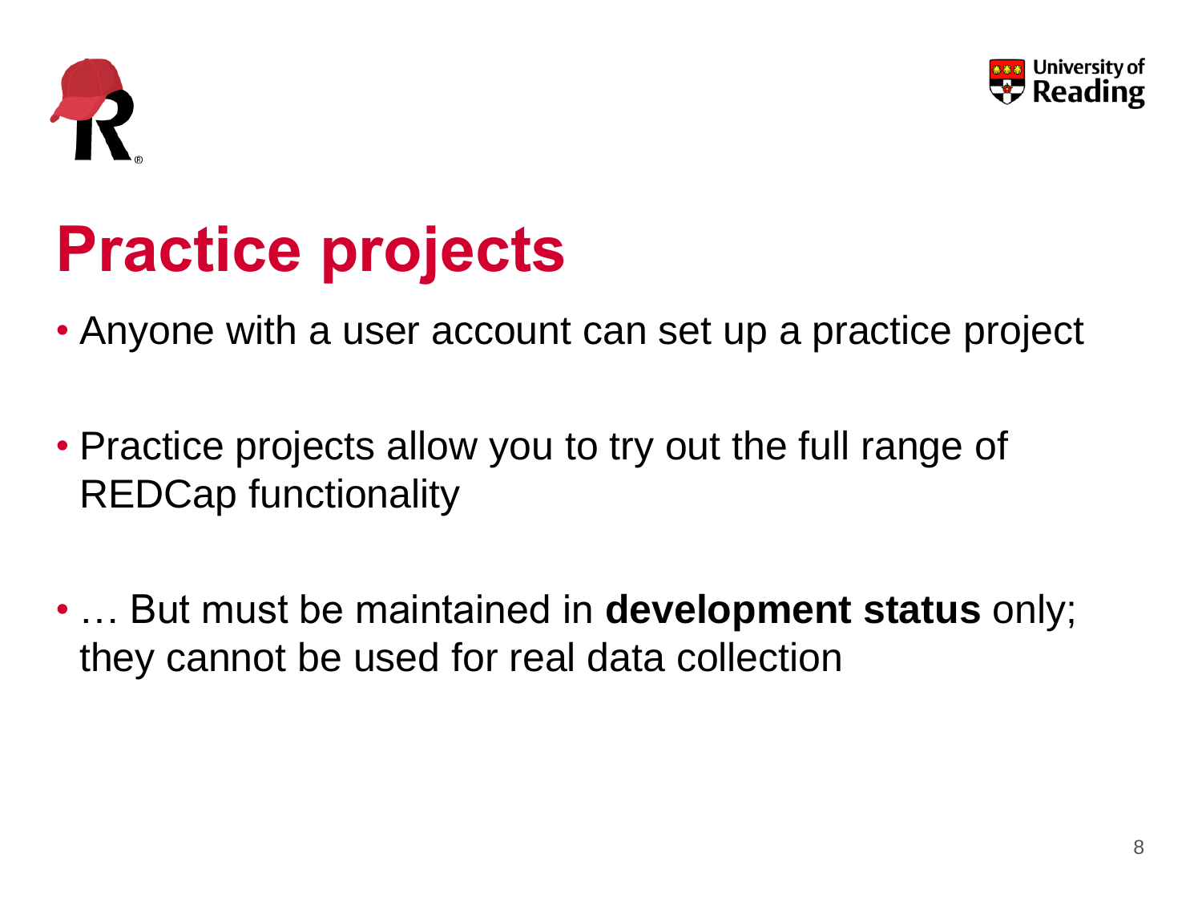# Practice projects

- Anyone with a user account can set up a practice project
- Practice projects allow you to try out the full range of REDCap functionality
- … But must be maintained in **development status** only; they cannot be used for real data collection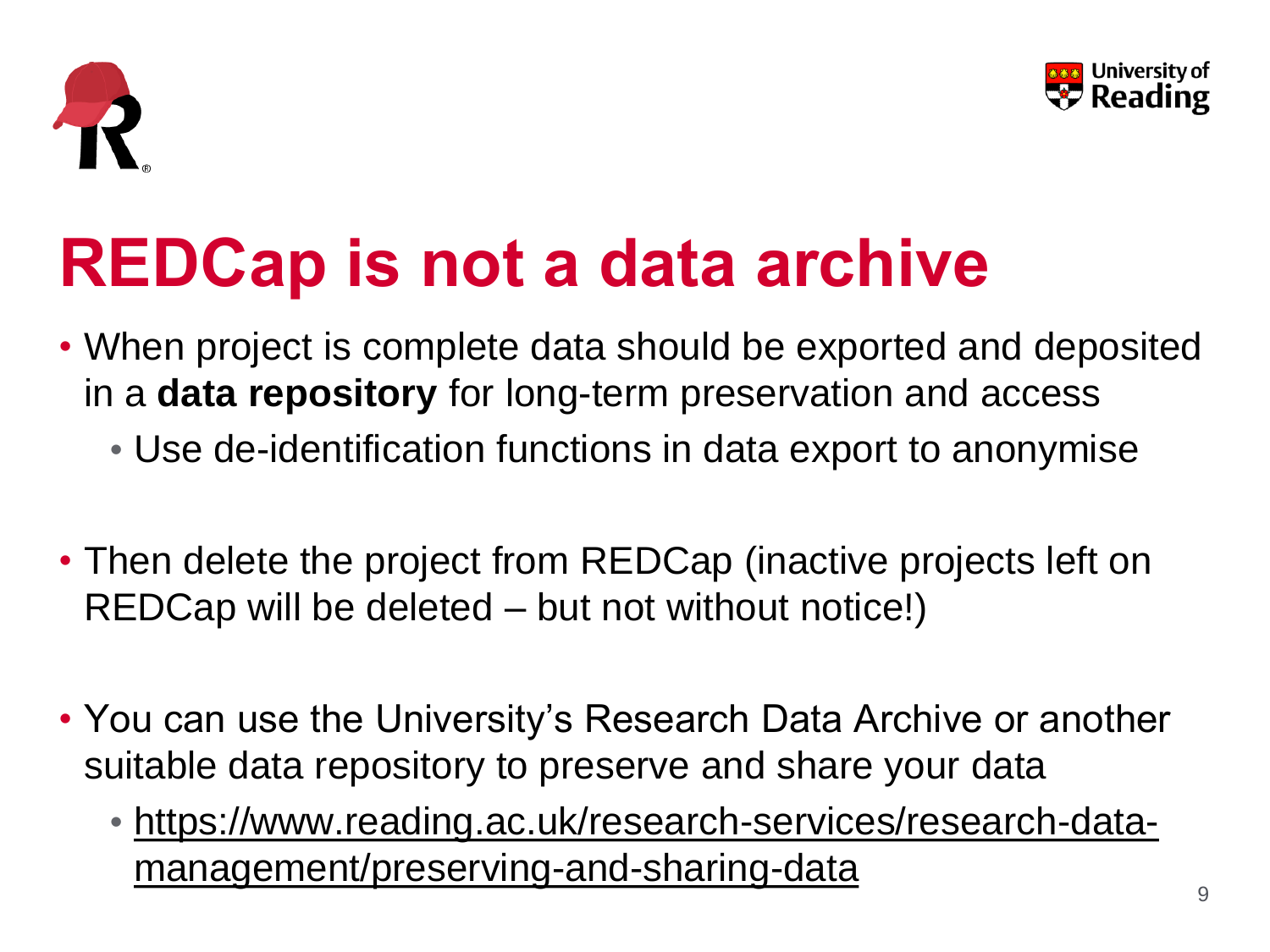# REDCap is not a data archive

- When project is complete data should be exported and deposited in a **data repository** for long-term preservation and access
  - Use de-identification functions in data export to anonymise
- Then delete the project from REDCap (inactive projects left on REDCap will be deleted – but not without notice!)
- You can use the University's Research Data Archive or another suitable data repository to preserve and share your data
  - https://www.reading.ac.uk/research-services/research-data-management/preserving-and-sharing-data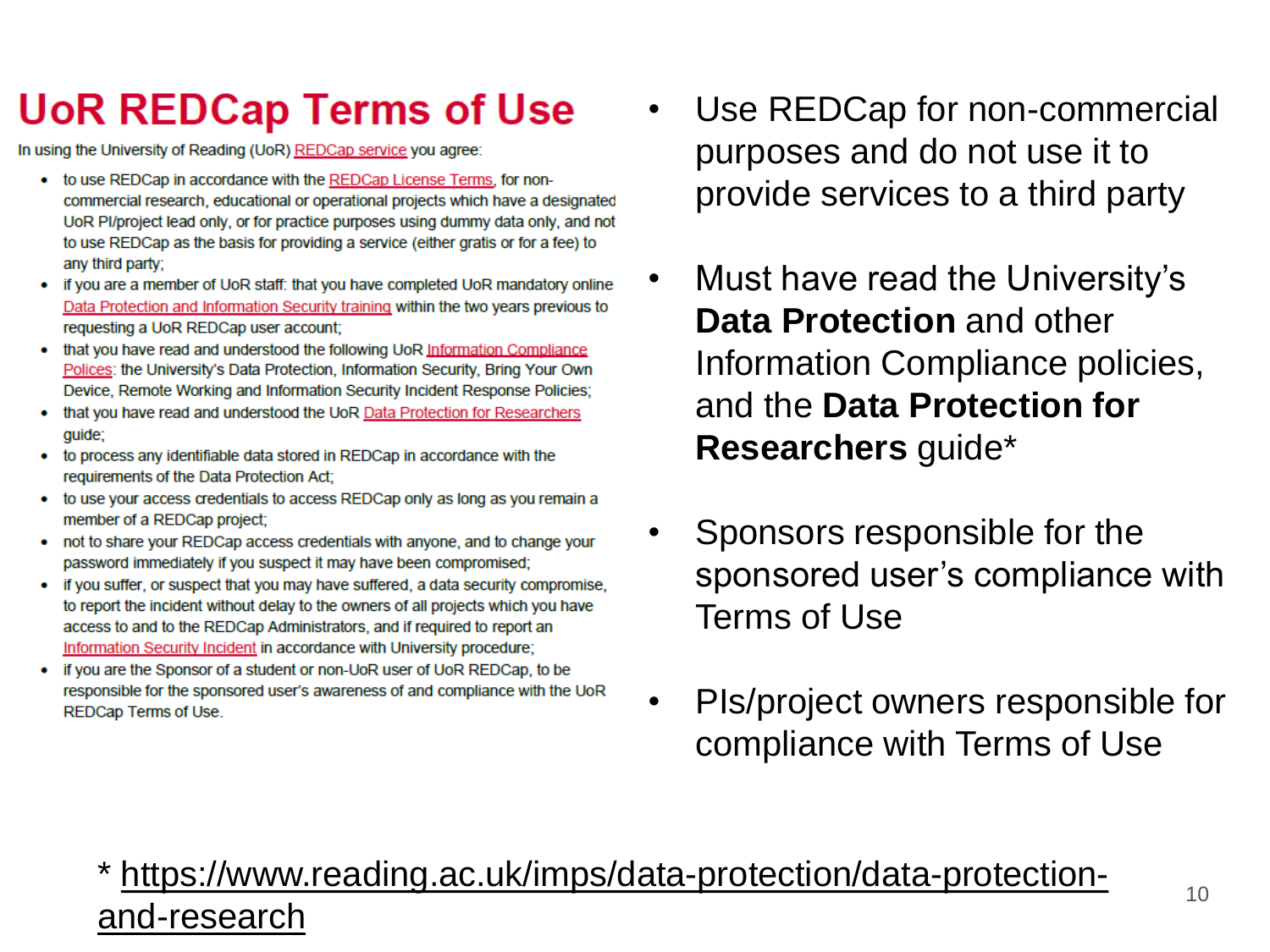# UoR REDCap Terms of Use

In using the University of Reading (UoR) REDCap service you agree:

- to use REDCap in accordance with the REDCap License Terms, for non-commercial research, educational or operational projects which have a designated UoR PI/project lead only, or for practice purposes using dummy data only, and not to use REDCap as the basis for providing a service (either gratis or for a fee) to any third party;
- if you are a member of UoR staff: that you have completed UoR mandatory online Data Protection and Information Security training within the two years previous to requesting a UoR REDCap user account;
- that you have read and understood the following UoR Information Compliance Polices: the University's Data Protection, Information Security, Bring Your Own Device, Remote Working and Information Security Incident Response Policies;
- that you have read and understood the UoR Data Protection for Researchers guide;
- to process any identifiable data stored in REDCap in accordance with the requirements of the Data Protection Act;
- to use your access credentials to access REDCap only as long as you remain a member of a REDCap project;
- not to share your REDCap access credentials with anyone, and to change your password immediately if you suspect it may have been compromised;
- if you suffer, or suspect that you may have suffered, a data security compromise, to report the incident without delay to the owners of all projects which you have access to and to the REDCap Administrators, and if required to report an Information Security Incident in accordance with University procedure;
- if you are the Sponsor of a student or non-UoR user of UoR REDCap, to be responsible for the sponsored user's awareness of and compliance with the UoR REDCap Terms of Use.

---

- Use REDCap for non-commercial purposes and do not use it to provide services to a third party
- Must have read the University's **Data Protection** and other Information Compliance policies, and the **Data Protection for Researchers** guide*
- Sponsors responsible for the sponsored user's compliance with Terms of Use
- PIs/project owners responsible for compliance with Terms of Use

* https://www.reading.ac.uk/imps/data-protection/data-protection-and-research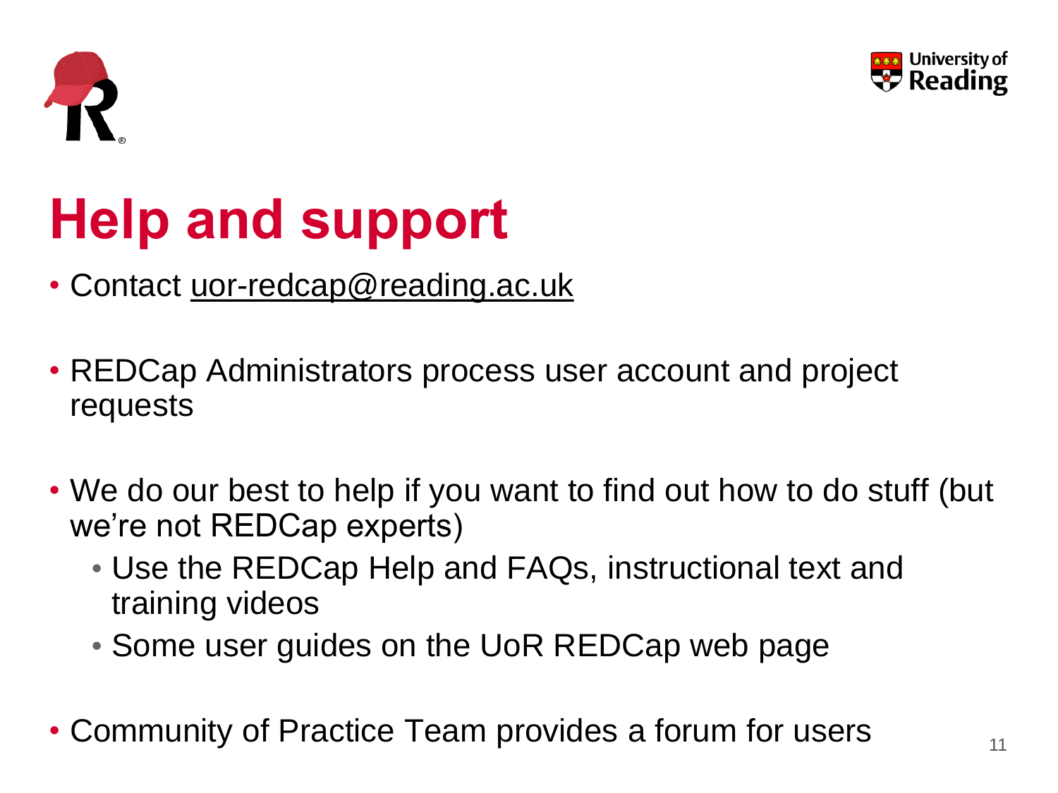# Help and support

- Contact uor-redcap@reading.ac.uk

- REDCap Administrators process user account and project requests

- We do our best to help if you want to find out how to do stuff (but we're not REDCap experts)
  - Use the REDCap Help and FAQs, instructional text and training videos
  - Some user guides on the UoR REDCap web page

- Community of Practice Team provides a forum for users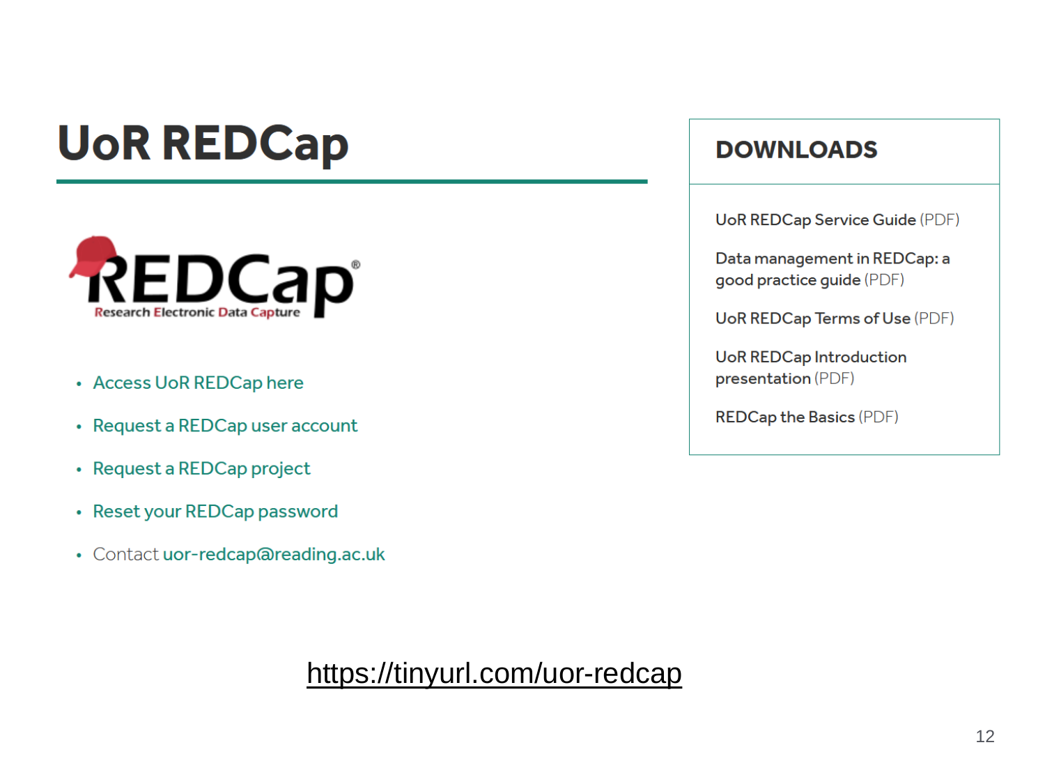# UoR REDCap

REDCap® Research Electronic Data Capture

- Access UoR REDCap here
- Request a REDCap user account
- Request a REDCap project
- Reset your REDCap password
- Contact uor-redcap@reading.ac.uk

## DOWNLOADS

- UoR REDCap Service Guide (PDF)
- Data management in REDCap: a good practice guide (PDF)
- UoR REDCap Terms of Use (PDF)
- UoR REDCap Introduction presentation (PDF)
- REDCap the Basics (PDF)

https://tinyurl.com/uor-redcap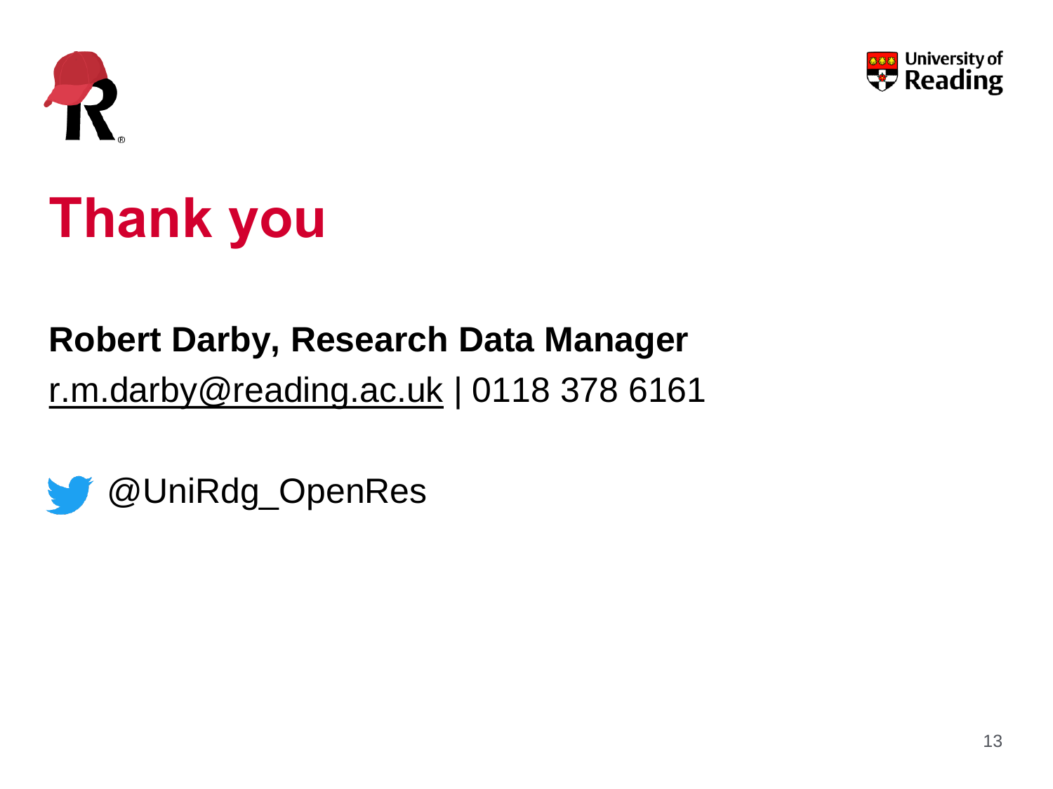# Thank you

**Robert Darby, Research Data Manager**

r.m.darby@reading.ac.uk | 0118 378 6161

@UniRdg_OpenRes